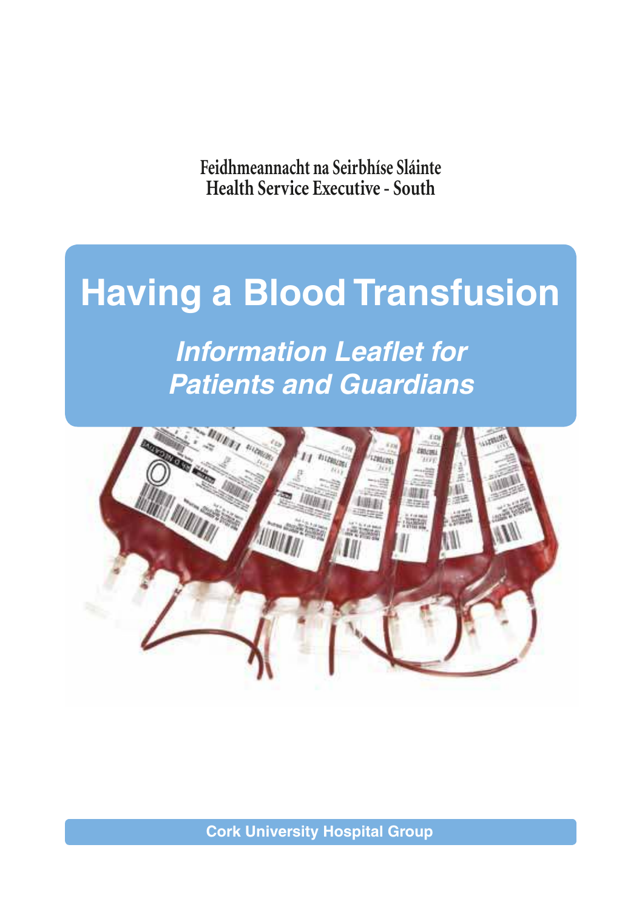Feidhmeannacht na Seirbhíse Sláinte
Health Service Executive - South

# Having a Blood Transfusion

## *Information Leaflet for Patients and Guardians*

**Cork University Hospital Group**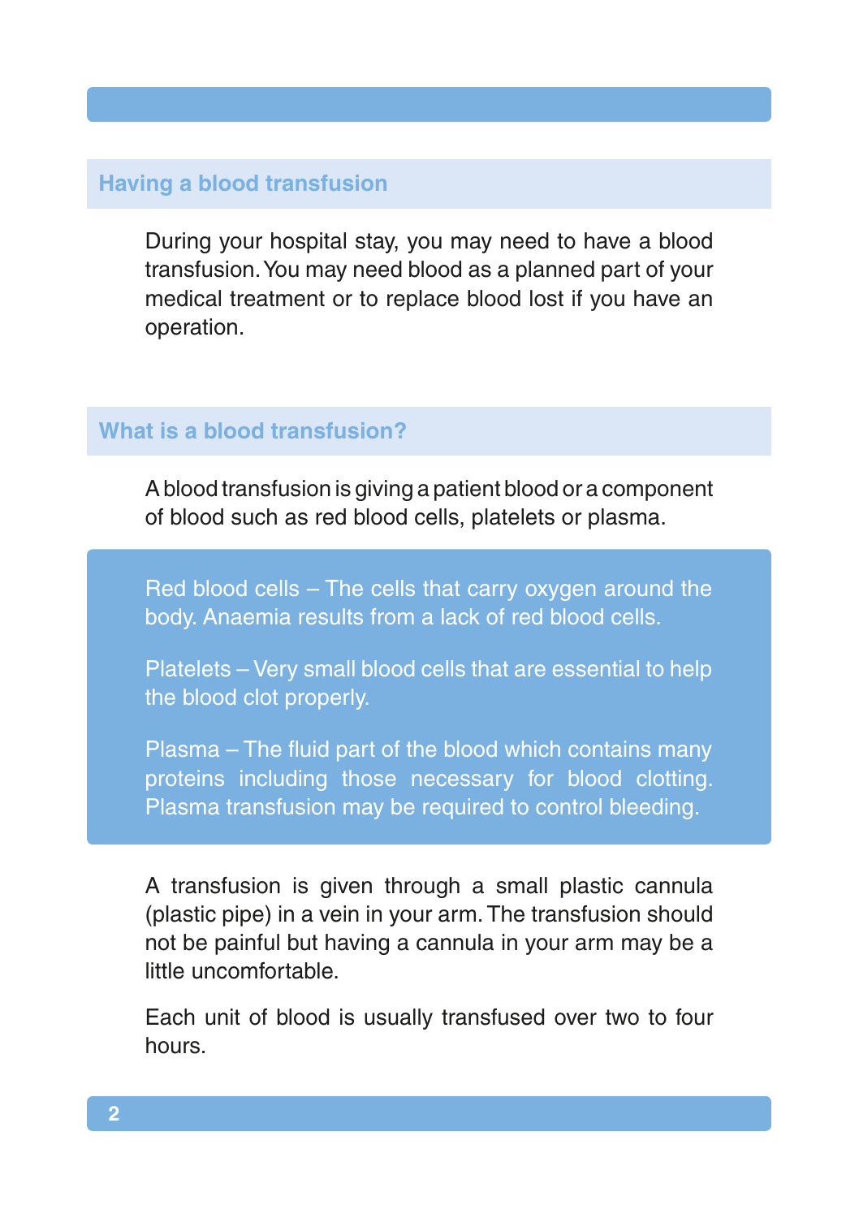## Having a blood transfusion

During your hospital stay, you may need to have a blood transfusion. You may need blood as a planned part of your medical treatment or to replace blood lost if you have an operation.

## What is a blood transfusion?

A blood transfusion is giving a patient blood or a component of blood such as red blood cells, platelets or plasma.

Red blood cells – The cells that carry oxygen around the body. Anaemia results from a lack of red blood cells.

Platelets – Very small blood cells that are essential to help the blood clot properly.

Plasma – The fluid part of the blood which contains many proteins including those necessary for blood clotting. Plasma transfusion may be required to control bleeding.

A transfusion is given through a small plastic cannula (plastic pipe) in a vein in your arm. The transfusion should not be painful but having a cannula in your arm may be a little uncomfortable.

Each unit of blood is usually transfused over two to four hours.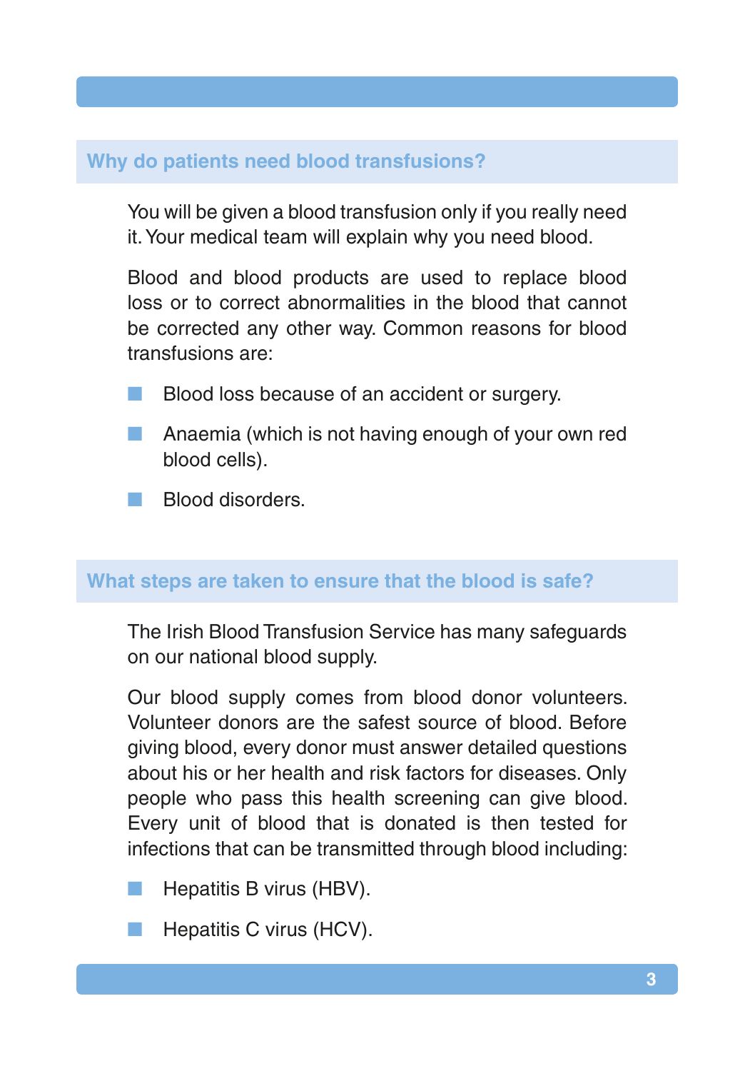## Why do patients need blood transfusions?

You will be given a blood transfusion only if you really need it. Your medical team will explain why you need blood.

Blood and blood products are used to replace blood loss or to correct abnormalities in the blood that cannot be corrected any other way. Common reasons for blood transfusions are:

- Blood loss because of an accident or surgery.
- Anaemia (which is not having enough of your own red blood cells).
- Blood disorders.

## What steps are taken to ensure that the blood is safe?

The Irish Blood Transfusion Service has many safeguards on our national blood supply.

Our blood supply comes from blood donor volunteers. Volunteer donors are the safest source of blood. Before giving blood, every donor must answer detailed questions about his or her health and risk factors for diseases. Only people who pass this health screening can give blood. Every unit of blood that is donated is then tested for infections that can be transmitted through blood including:

- Hepatitis B virus (HBV).
- Hepatitis C virus (HCV).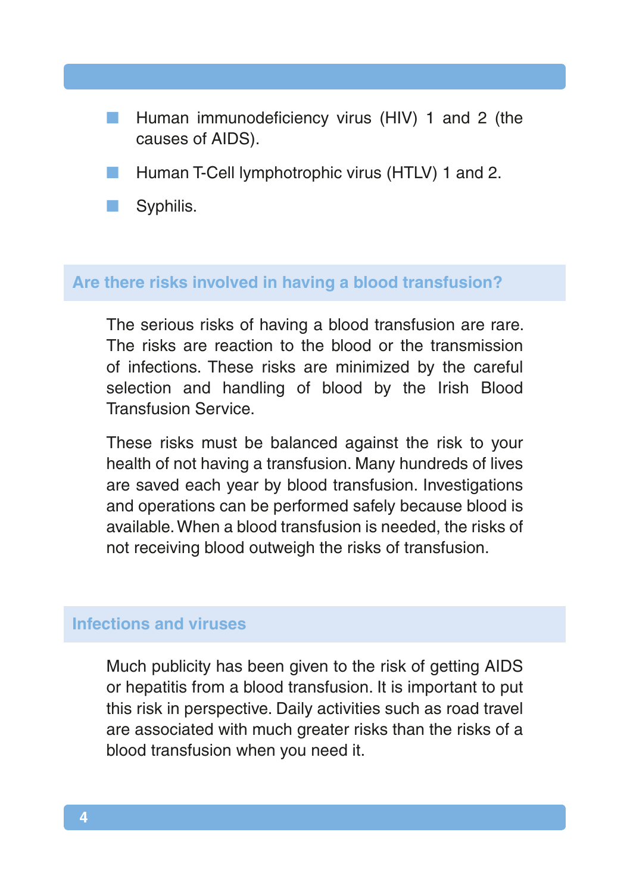- Human immunodeficiency virus (HIV) 1 and 2 (the causes of AIDS).
- Human T-Cell lymphotrophic virus (HTLV) 1 and 2.
- Syphilis.

## Are there risks involved in having a blood transfusion?

The serious risks of having a blood transfusion are rare. The risks are reaction to the blood or the transmission of infections. These risks are minimized by the careful selection and handling of blood by the Irish Blood Transfusion Service.

These risks must be balanced against the risk to your health of not having a transfusion. Many hundreds of lives are saved each year by blood transfusion. Investigations and operations can be performed safely because blood is available. When a blood transfusion is needed, the risks of not receiving blood outweigh the risks of transfusion.

## Infections and viruses

Much publicity has been given to the risk of getting AIDS or hepatitis from a blood transfusion. It is important to put this risk in perspective. Daily activities such as road travel are associated with much greater risks than the risks of a blood transfusion when you need it.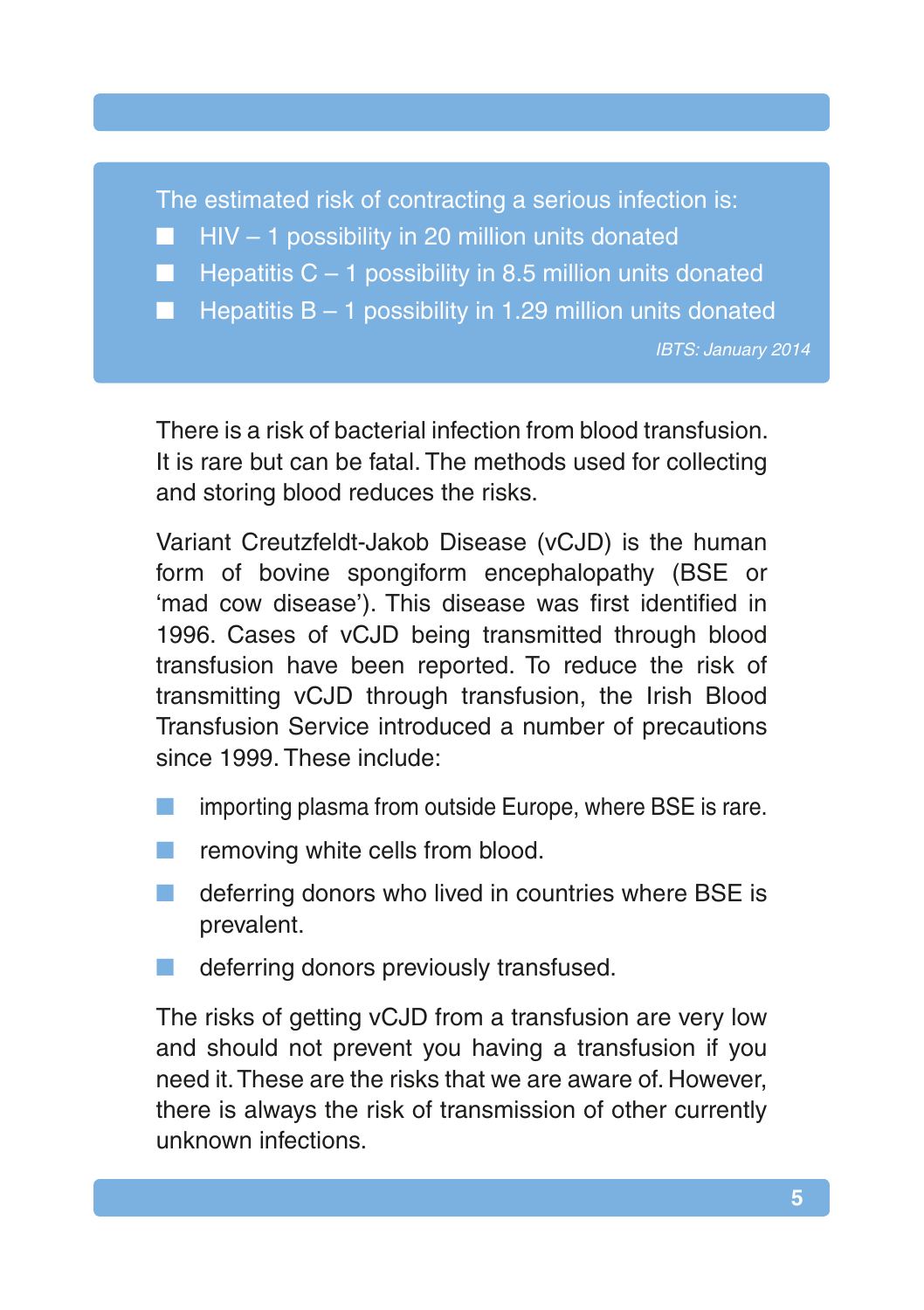The estimated risk of contracting a serious infection is:

- HIV – 1 possibility in 20 million units donated
- Hepatitis C – 1 possibility in 8.5 million units donated
- Hepatitis B – 1 possibility in 1.29 million units donated

*IBTS: January 2014*

There is a risk of bacterial infection from blood transfusion. It is rare but can be fatal. The methods used for collecting and storing blood reduces the risks.

Variant Creutzfeldt-Jakob Disease (vCJD) is the human form of bovine spongiform encephalopathy (BSE or 'mad cow disease'). This disease was first identified in 1996. Cases of vCJD being transmitted through blood transfusion have been reported. To reduce the risk of transmitting vCJD through transfusion, the Irish Blood Transfusion Service introduced a number of precautions since 1999. These include:

- importing plasma from outside Europe, where BSE is rare.
- removing white cells from blood.
- deferring donors who lived in countries where BSE is prevalent.
- deferring donors previously transfused.

The risks of getting vCJD from a transfusion are very low and should not prevent you having a transfusion if you need it. These are the risks that we are aware of. However, there is always the risk of transmission of other currently unknown infections.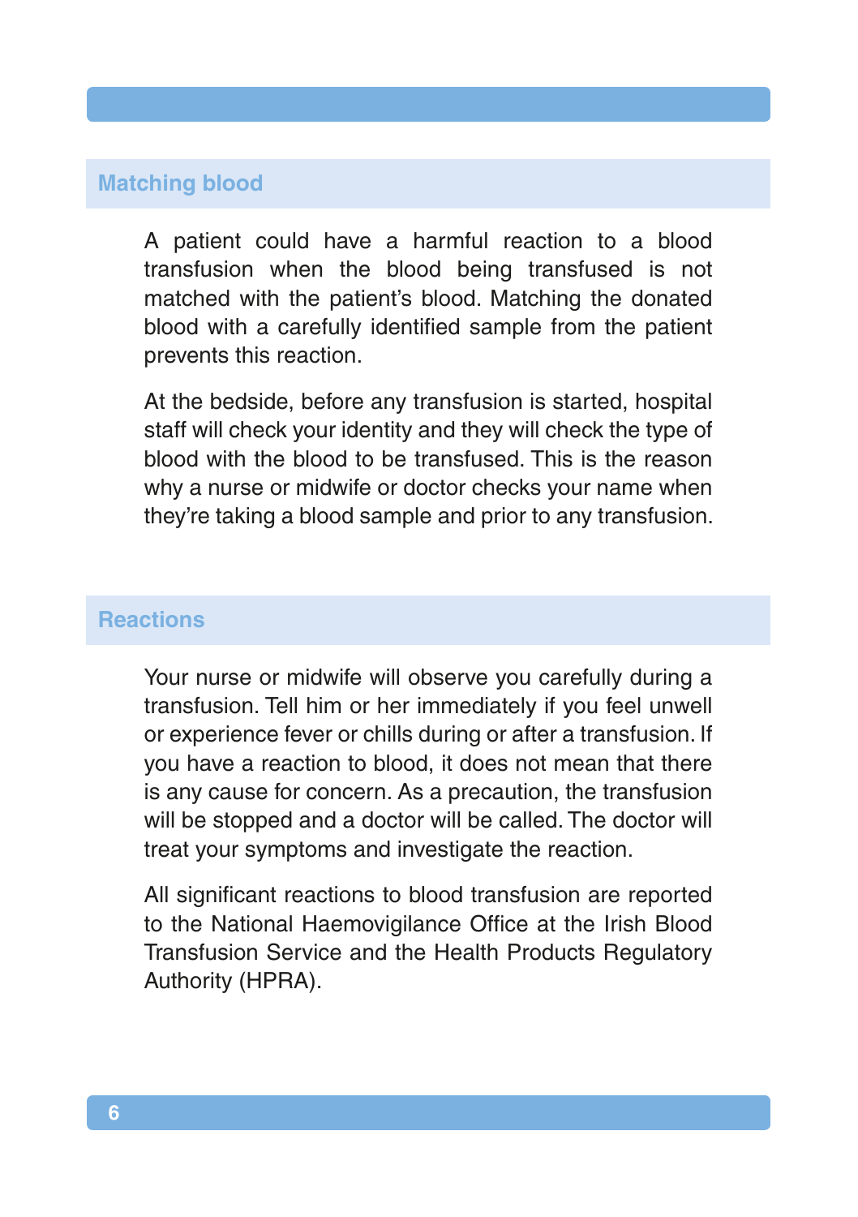## Matching blood

A patient could have a harmful reaction to a blood transfusion when the blood being transfused is not matched with the patient's blood. Matching the donated blood with a carefully identified sample from the patient prevents this reaction.

At the bedside, before any transfusion is started, hospital staff will check your identity and they will check the type of blood with the blood to be transfused. This is the reason why a nurse or midwife or doctor checks your name when they're taking a blood sample and prior to any transfusion.

## Reactions

Your nurse or midwife will observe you carefully during a transfusion. Tell him or her immediately if you feel unwell or experience fever or chills during or after a transfusion. If you have a reaction to blood, it does not mean that there is any cause for concern. As a precaution, the transfusion will be stopped and a doctor will be called. The doctor will treat your symptoms and investigate the reaction.

All significant reactions to blood transfusion are reported to the National Haemovigilance Office at the Irish Blood Transfusion Service and the Health Products Regulatory Authority (HPRA).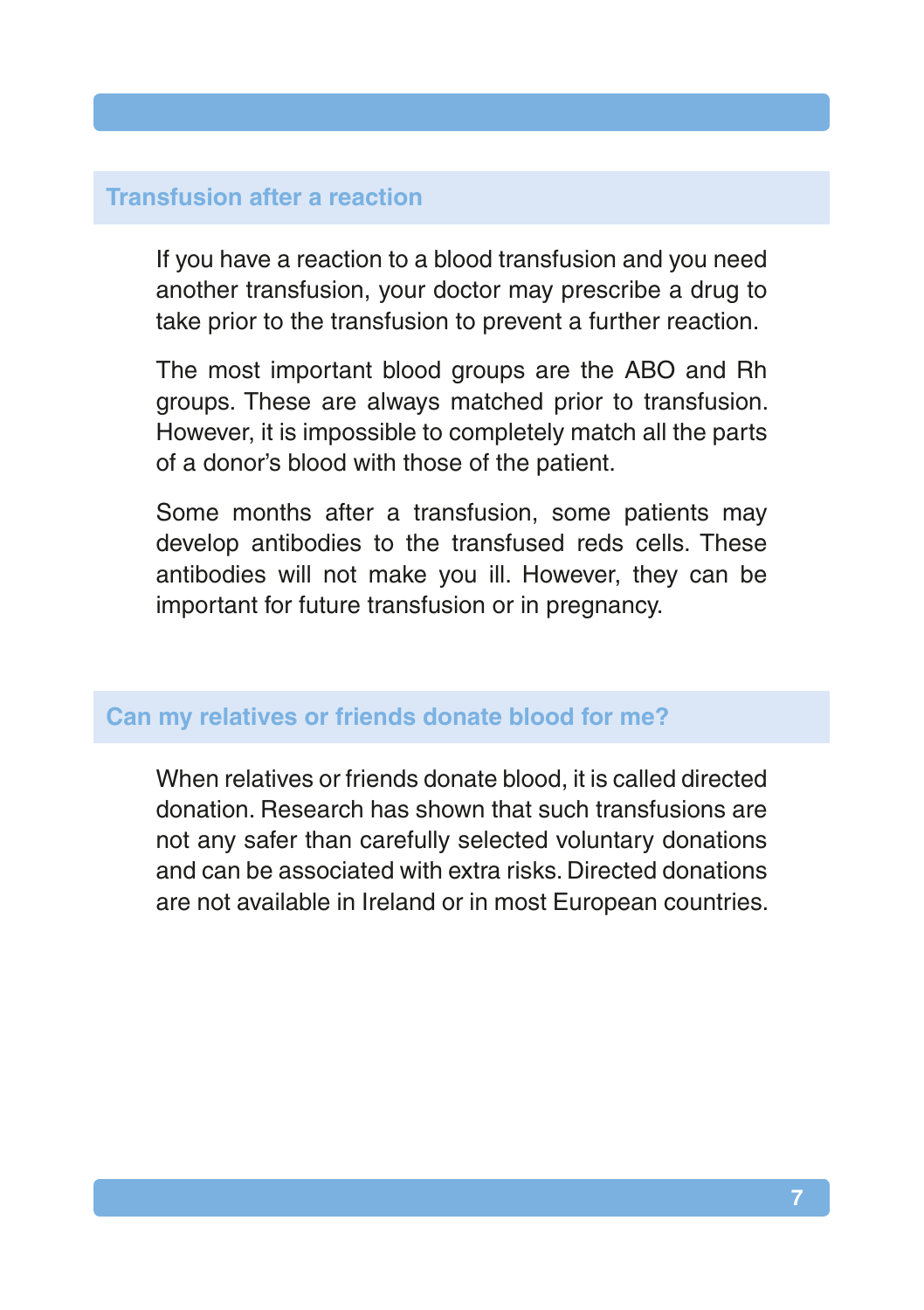## Transfusion after a reaction

If you have a reaction to a blood transfusion and you need another transfusion, your doctor may prescribe a drug to take prior to the transfusion to prevent a further reaction.

The most important blood groups are the ABO and Rh groups. These are always matched prior to transfusion. However, it is impossible to completely match all the parts of a donor's blood with those of the patient.

Some months after a transfusion, some patients may develop antibodies to the transfused reds cells. These antibodies will not make you ill. However, they can be important for future transfusion or in pregnancy.

## Can my relatives or friends donate blood for me?

When relatives or friends donate blood, it is called directed donation. Research has shown that such transfusions are not any safer than carefully selected voluntary donations and can be associated with extra risks. Directed donations are not available in Ireland or in most European countries.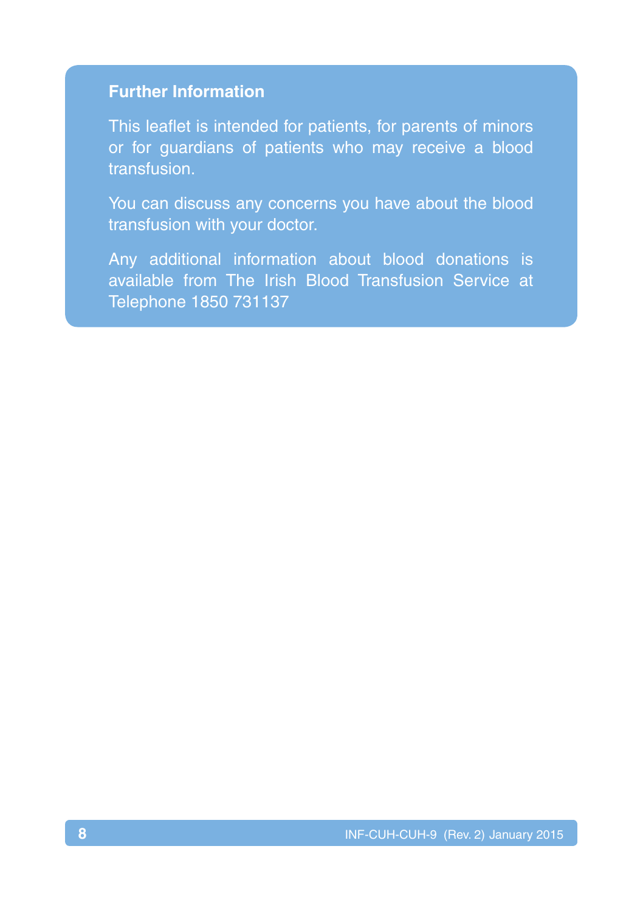## Further Information

This leaflet is intended for patients, for parents of minors or for guardians of patients who may receive a blood transfusion.

You can discuss any concerns you have about the blood transfusion with your doctor.

Any additional information about blood donations is available from The Irish Blood Transfusion Service at Telephone 1850 731137

INF-CUH-CUH-9 (Rev. 2) January 2015